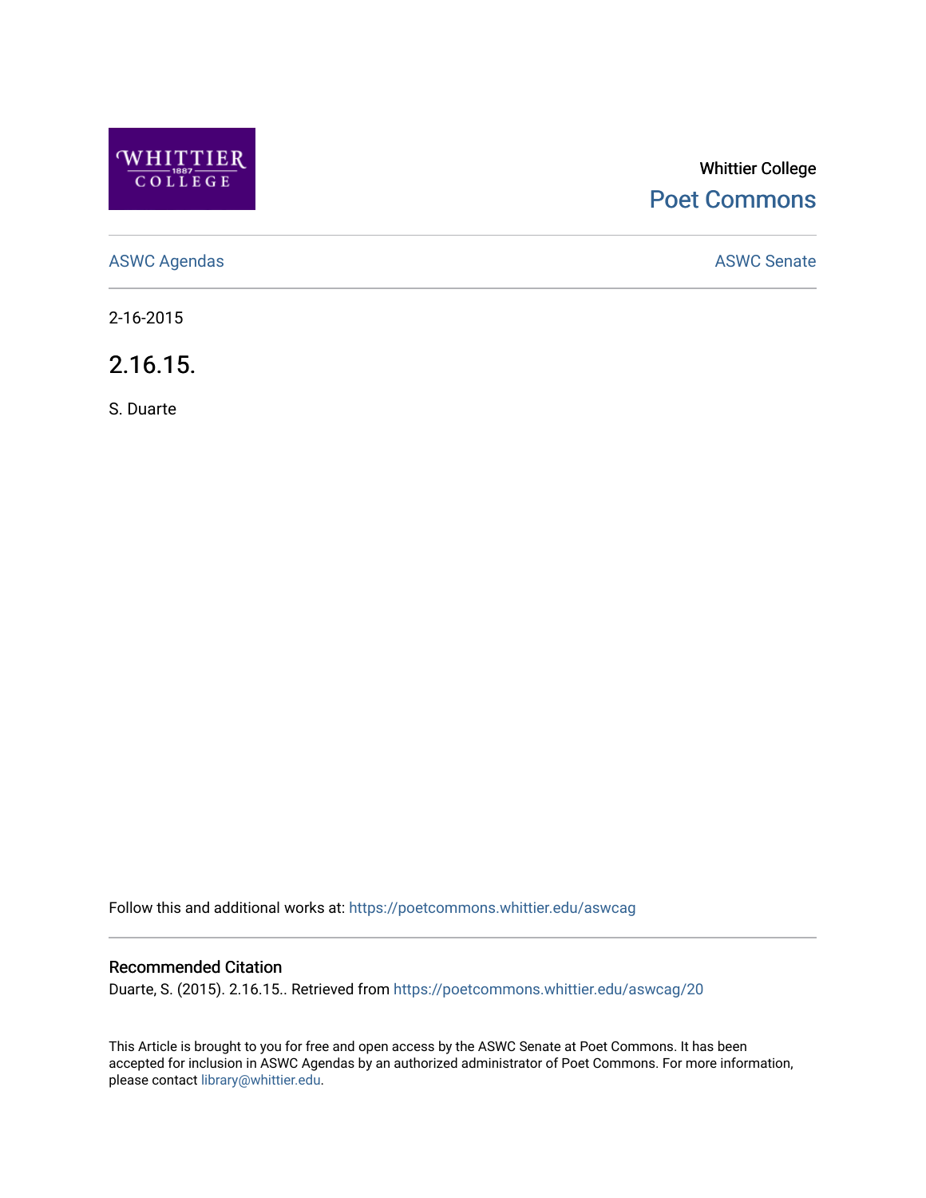Whittier College

Poet Commons

ASWC Agendas

ASWC Senate

2-16-2015

# 2.16.15.

S. Duarte

Follow this and additional works at: https://poetcommons.whittier.edu/aswcag

## Recommended Citation

Duarte, S. (2015). 2.16.15.. Retrieved from https://poetcommons.whittier.edu/aswcag/20

This Article is brought to you for free and open access by the ASWC Senate at Poet Commons. It has been accepted for inclusion in ASWC Agendas by an authorized administrator of Poet Commons. For more information, please contact library@whittier.edu.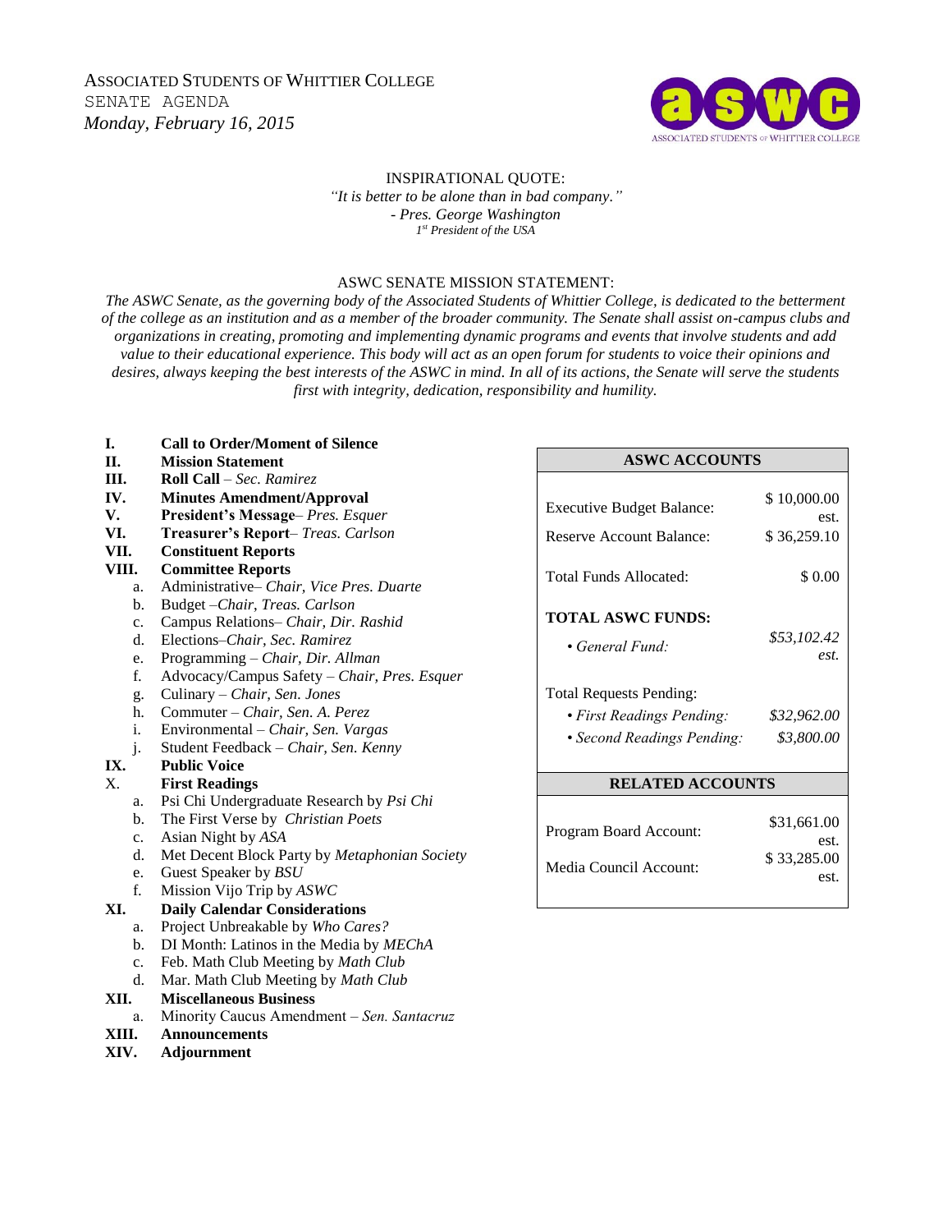ASSOCIATED STUDENTS OF WHITTIER COLLEGE

SENATE AGENDA

*Monday, February 16, 2015*

INSPIRATIONAL QUOTE:

*"It is better to be alone than in bad company."*

*- Pres. George Washington*

*1st President of the USA*

ASWC SENATE MISSION STATEMENT:

*The ASWC Senate, as the governing body of the Associated Students of Whittier College, is dedicated to the betterment of the college as an institution and as a member of the broader community. The Senate shall assist on-campus clubs and organizations in creating, promoting and implementing dynamic programs and events that involve students and add value to their educational experience. This body will act as an open forum for students to voice their opinions and desires, always keeping the best interests of the ASWC in mind. In all of its actions, the Senate will serve the students first with integrity, dedication, responsibility and humility.*

- **I. Call to Order/Moment of Silence**
- **II. Mission Statement**
- **III. Roll Call** – *Sec. Ramirez*
- **IV. Minutes Amendment/Approval**
- **V. President's Message**– *Pres. Esquer*
- **VI. Treasurer's Report**– *Treas. Carlson*
- **VII. Constituent Reports**
- **VIII. Committee Reports**
  - a. Administrative– *Chair, Vice Pres. Duarte*
  - b. Budget –*Chair, Treas. Carlson*
  - c. Campus Relations– *Chair, Dir. Rashid*
  - d. Elections–*Chair, Sec. Ramirez*
  - e. Programming – *Chair, Dir. Allman*
  - f. Advocacy/Campus Safety – *Chair, Pres. Esquer*
  - g. Culinary – *Chair, Sen. Jones*
  - h. Commuter – *Chair, Sen. A. Perez*
  - i. Environmental – *Chair, Sen. Vargas*
  - j. Student Feedback – *Chair, Sen. Kenny*
- **IX. Public Voice**
- **X. First Readings**
  - a. Psi Chi Undergraduate Research by *Psi Chi*
  - b. The First Verse by *Christian Poets*
  - c. Asian Night by *ASA*
  - d. Met Decent Block Party by *Metaphonian Society*
  - e. Guest Speaker by *BSU*
  - f. Mission Vijo Trip by *ASWC*
- **XI. Daily Calendar Considerations**
  - a. Project Unbreakable by *Who Cares?*
  - b. DI Month: Latinos in the Media by *MEChA*
  - c. Feb. Math Club Meeting by *Math Club*
  - d. Mar. Math Club Meeting by *Math Club*
- **XII. Miscellaneous Business**
  - a. Minority Caucus Amendment – *Sen. Santacruz*
- **XIII. Announcements**
- **XIV. Adjournment**

| ASWC ACCOUNTS | |
|---|---|
| Executive Budget Balance: | $ 10,000.00 est. |
| Reserve Account Balance: | $ 36,259.10 |
| Total Funds Allocated: | $ 0.00 |
| **TOTAL ASWC FUNDS:** | |
| • *General Fund:* | *$53,102.42 est.* |
| Total Requests Pending: | |
| • *First Readings Pending:* | *$32,962.00* |
| • *Second Readings Pending:* | *$3,800.00* |
| **RELATED ACCOUNTS** | |
| Program Board Account: | $31,661.00 est. |
| Media Council Account: | $ 33,285.00 est. |